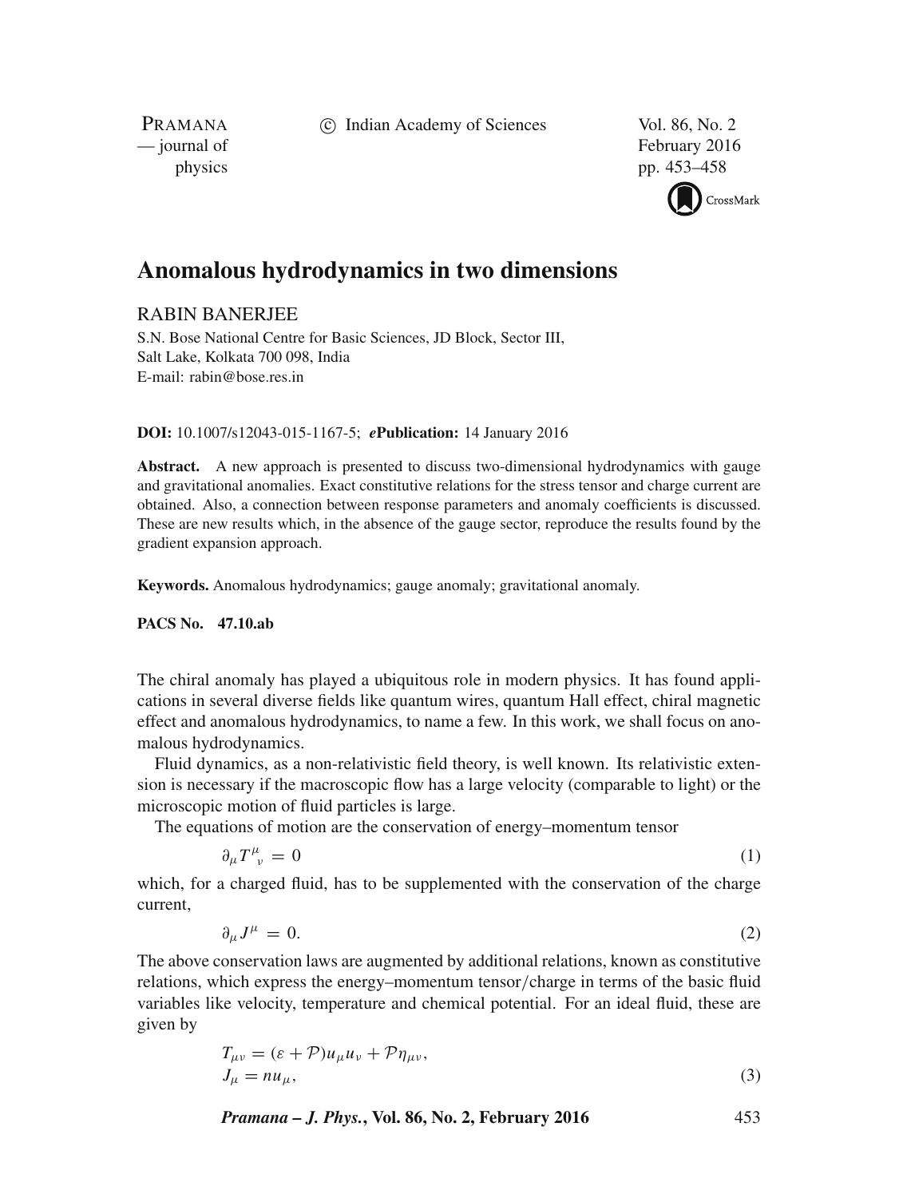# Anomalous hydrodynamics in two dimensions

RABIN BANERJEE

S.N. Bose National Centre for Basic Sciences, JD Block, Sector III,
Salt Lake, Kolkata 700 098, India
E-mail: rabin@bose.res.in

**DOI:** 10.1007/s12043-015-1167-5; ***e*Publication:** 14 January 2016

**Abstract.** A new approach is presented to discuss two-dimensional hydrodynamics with gauge and gravitational anomalies. Exact constitutive relations for the stress tensor and charge current are obtained. Also, a connection between response parameters and anomaly coefficients is discussed. These are new results which, in the absence of the gauge sector, reproduce the results found by the gradient expansion approach.

**Keywords.** Anomalous hydrodynamics; gauge anomaly; gravitational anomaly.

**PACS No. 47.10.ab**

The chiral anomaly has played a ubiquitous role in modern physics. It has found applications in several diverse fields like quantum wires, quantum Hall effect, chiral magnetic effect and anomalous hydrodynamics, to name a few. In this work, we shall focus on anomalous hydrodynamics.

Fluid dynamics, as a non-relativistic field theory, is well known. Its relativistic extension is necessary if the macroscopic flow has a large velocity (comparable to light) or the microscopic motion of fluid particles is large.

The equations of motion are the conservation of energy–momentum tensor

$$\partial_\mu T^\mu_{\ \nu} = 0 \tag{1}$$

which, for a charged fluid, has to be supplemented with the conservation of the charge current,

$$\partial_\mu J^\mu = 0. \tag{2}$$

The above conservation laws are augmented by additional relations, known as constitutive relations, which express the energy–momentum tensor/charge in terms of the basic fluid variables like velocity, temperature and chemical potential. For an ideal fluid, these are given by

$$\begin{aligned} T_{\mu\nu} &= (\varepsilon + \mathcal{P})u_\mu u_\nu + \mathcal{P}\eta_{\mu\nu}, \\ J_\mu &= n u_\mu, \end{aligned} \tag{3}$$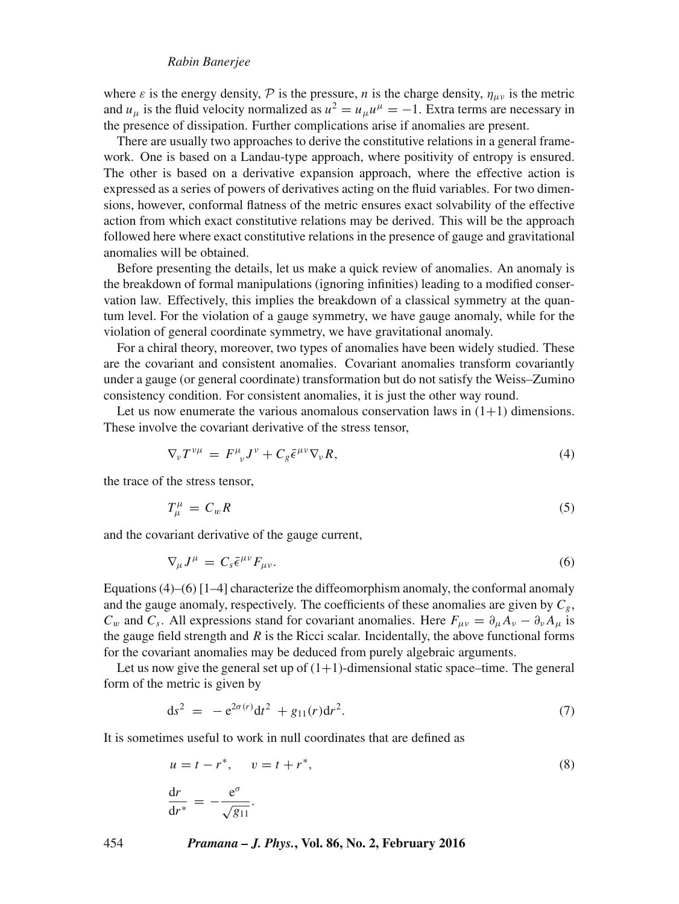where $\varepsilon$ is the energy density, $\mathcal{P}$ is the pressure, $n$ is the charge density, $\eta_{\mu\nu}$ is the metric and $u_\mu$ is the fluid velocity normalized as $u^2 = u_\mu u^\mu = -1$. Extra terms are necessary in the presence of dissipation. Further complications arise if anomalies are present.

There are usually two approaches to derive the constitutive relations in a general framework. One is based on a Landau-type approach, where positivity of entropy is ensured. The other is based on a derivative expansion approach, where the effective action is expressed as a series of powers of derivatives acting on the fluid variables. For two dimensions, however, conformal flatness of the metric ensures exact solvability of the effective action from which exact constitutive relations may be derived. This will be the approach followed here where exact constitutive relations in the presence of gauge and gravitational anomalies will be obtained.

Before presenting the details, let us make a quick review of anomalies. An anomaly is the breakdown of formal manipulations (ignoring infinities) leading to a modified conservation law. Effectively, this implies the breakdown of a classical symmetry at the quantum level. For the violation of a gauge symmetry, we have gauge anomaly, while for the violation of general coordinate symmetry, we have gravitational anomaly.

For a chiral theory, moreover, two types of anomalies have been widely studied. These are the covariant and consistent anomalies. Covariant anomalies transform covariantly under a gauge (or general coordinate) transformation but do not satisfy the Weiss–Zumino consistency condition. For consistent anomalies, it is just the other way round.

Let us now enumerate the various anomalous conservation laws in (1+1) dimensions. These involve the covariant derivative of the stress tensor,

$$\nabla_\nu T^{\nu\mu} = F^\mu{}_\nu J^\nu + C_g \bar{\epsilon}^{\mu\nu} \nabla_\nu R, \tag{4}$$

the trace of the stress tensor,

$$T^\mu_\mu = C_w R \tag{5}$$

and the covariant derivative of the gauge current,

$$\nabla_\mu J^\mu = C_s \bar{\epsilon}^{\mu\nu} F_{\mu\nu}. \tag{6}$$

Equations (4)–(6) [1–4] characterize the diffeomorphism anomaly, the conformal anomaly and the gauge anomaly, respectively. The coefficients of these anomalies are given by $C_g$, $C_w$ and $C_s$. All expressions stand for covariant anomalies. Here $F_{\mu\nu} = \partial_\mu A_\nu - \partial_\nu A_\mu$ is the gauge field strength and $R$ is the Ricci scalar. Incidentally, the above functional forms for the covariant anomalies may be deduced from purely algebraic arguments.

Let us now give the general set up of (1+1)-dimensional static space–time. The general form of the metric is given by

$$\mathrm{d}s^2 = -\mathrm{e}^{2\sigma(r)}\mathrm{d}t^2 + g_{11}(r)\mathrm{d}r^2. \tag{7}$$

It is sometimes useful to work in null coordinates that are defined as

$$u = t - r^*, \quad v = t + r^*, \tag{8}$$

$$\frac{\mathrm{d}r}{\mathrm{d}r^*} = -\frac{\mathrm{e}^\sigma}{\sqrt{g_{11}}}.$$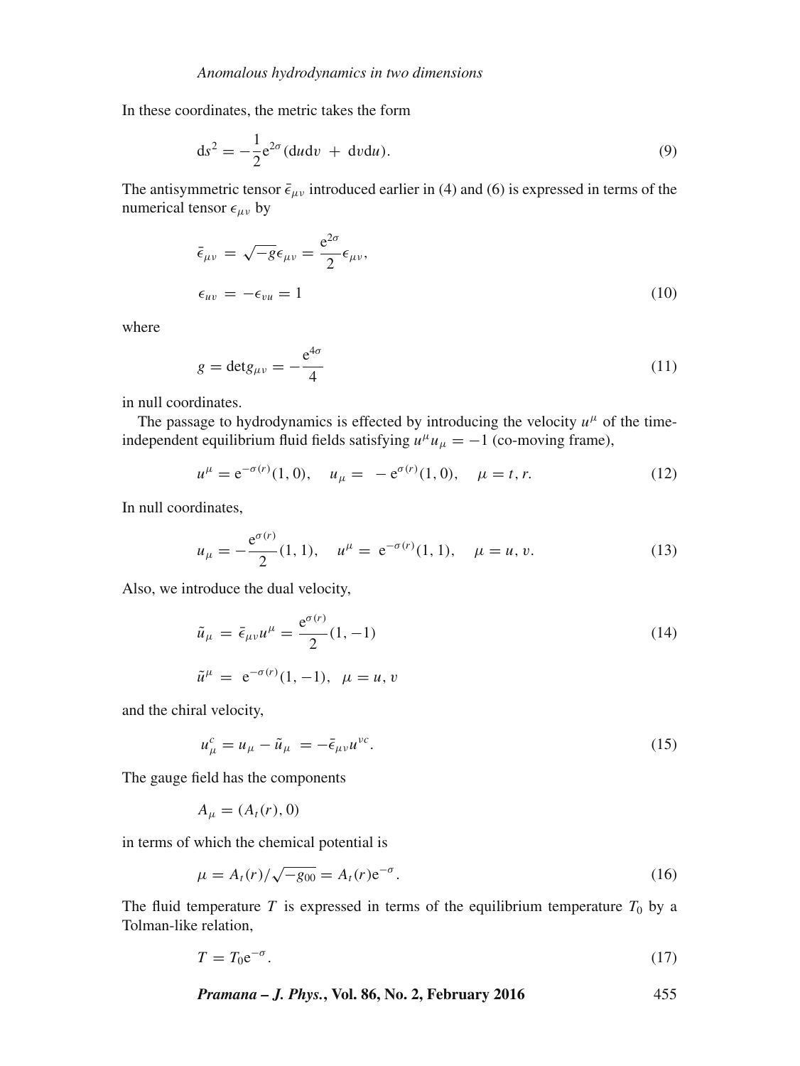In these coordinates, the metric takes the form

$$ds^2 = -\frac{1}{2}e^{2\sigma}(dudv + dvdu). \tag{9}$$

The antisymmetric tensor $\bar{\epsilon}_{\mu\nu}$ introduced earlier in (4) and (6) is expressed in terms of the numerical tensor $\epsilon_{\mu\nu}$ by

$$\bar{\epsilon}_{\mu\nu} = \sqrt{-g}\epsilon_{\mu\nu} = \frac{e^{2\sigma}}{2}\epsilon_{\mu\nu},$$

$$\epsilon_{uv} = -\epsilon_{vu} = 1 \tag{10}$$

where

$$g = \det g_{\mu\nu} = -\frac{e^{4\sigma}}{4} \tag{11}$$

in null coordinates.

The passage to hydrodynamics is effected by introducing the velocity $u^\mu$ of the time-independent equilibrium fluid fields satisfying $u^\mu u_\mu = -1$ (co-moving frame),

$$u^\mu = e^{-\sigma(r)}(1, 0), \quad u_\mu = -e^{\sigma(r)}(1, 0), \quad \mu = t, r. \tag{12}$$

In null coordinates,

$$u_\mu = -\frac{e^{\sigma(r)}}{2}(1, 1), \quad u^\mu = e^{-\sigma(r)}(1, 1), \quad \mu = u, v. \tag{13}$$

Also, we introduce the dual velocity,

$$\tilde{u}_\mu = \bar{\epsilon}_{\mu\nu}u^\mu = \frac{e^{\sigma(r)}}{2}(1, -1) \tag{14}$$

$$\tilde{u}^\mu = e^{-\sigma(r)}(1, -1), \quad \mu = u, v$$

and the chiral velocity,

$$u^c_\mu = u_\mu - \tilde{u}_\mu = -\bar{\epsilon}_{\mu\nu}u^{\nu c}. \tag{15}$$

The gauge field has the components

$$A_\mu = (A_t(r), 0)$$

in terms of which the chemical potential is

$$\mu = A_t(r)/\sqrt{-g_{00}} = A_t(r)e^{-\sigma}. \tag{16}$$

The fluid temperature $T$ is expressed in terms of the equilibrium temperature $T_0$ by a Tolman-like relation,

$$T = T_0 e^{-\sigma}. \tag{17}$$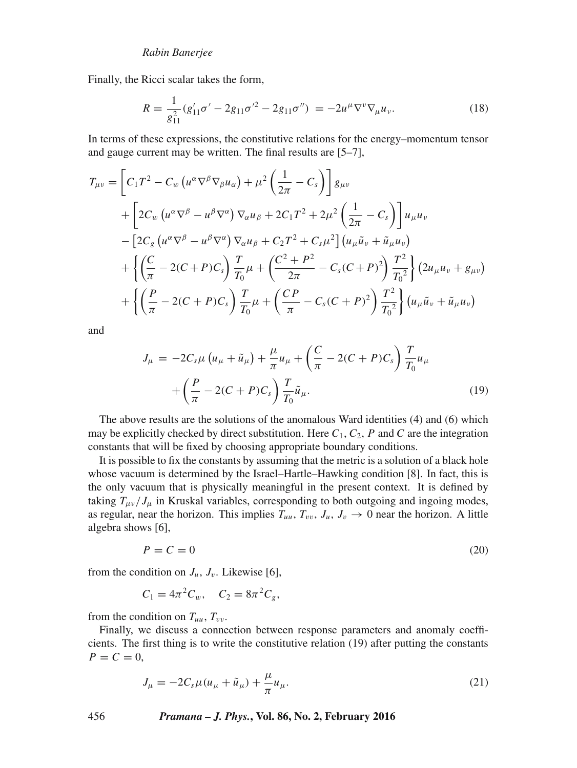Finally, the Ricci scalar takes the form,

$$R = \frac{1}{g_{11}^2}(g'_{11}\sigma' - 2g_{11}\sigma'^2 - 2g_{11}\sigma'') = -2u^\mu \nabla^\nu \nabla_\mu u_\nu. \tag{18}$$

In terms of these expressions, the constitutive relations for the energy–momentum tensor and gauge current may be written. The final results are [5–7],

$$\begin{aligned}
T_{\mu\nu} = &\left[C_1 T^2 - C_w \left(u^\alpha \nabla^\beta \nabla_\beta u_\alpha\right) + \mu^2 \left(\frac{1}{2\pi} - C_s\right)\right] g_{\mu\nu} \\
&+ \left[2C_w \left(u^\alpha \nabla^\beta - u^\beta \nabla^\alpha\right) \nabla_\alpha u_\beta + 2C_1 T^2 + 2\mu^2 \left(\frac{1}{2\pi} - C_s\right)\right] u_\mu u_\nu \\
&- \left[2C_g \left(u^\alpha \nabla^\beta - u^\beta \nabla^\alpha\right) \nabla_\alpha u_\beta + C_2 T^2 + C_s \mu^2\right] \left(u_\mu \tilde{u}_\nu + \tilde{u}_\mu u_\nu\right) \\
&+ \left\{\left(\frac{C}{\pi} - 2(C+P)C_s\right) \frac{T}{T_0}\mu + \left(\frac{C^2+P^2}{2\pi} - C_s (C+P)^2\right) \frac{T^2}{{T_0}^2}\right\} \left(2u_\mu u_\nu + g_{\mu\nu}\right) \\
&+ \left\{\left(\frac{P}{\pi} - 2(C+P)C_s\right) \frac{T}{T_0}\mu + \left(\frac{CP}{\pi} - C_s (C+P)^2\right) \frac{T^2}{{T_0}^2}\right\} \left(u_\mu \tilde{u}_\nu + \tilde{u}_\mu u_\nu\right)
\end{aligned}$$

and

$$\begin{aligned}
J_\mu = &-2C_s \mu \left(u_\mu + \tilde{u}_\mu\right) + \frac{\mu}{\pi} u_\mu + \left(\frac{C}{\pi} - 2(C+P)C_s\right) \frac{T}{T_0} u_\mu \\
&+ \left(\frac{P}{\pi} - 2(C+P)C_s\right) \frac{T}{T_0} \tilde{u}_\mu.
\end{aligned} \tag{19}$$

The above results are the solutions of the anomalous Ward identities (4) and (6) which may be explicitly checked by direct substitution. Here $C_1$, $C_2$, $P$ and $C$ are the integration constants that will be fixed by choosing appropriate boundary conditions.

It is possible to fix the constants by assuming that the metric is a solution of a black hole whose vacuum is determined by the Israel–Hartle–Hawking condition [8]. In fact, this is the only vacuum that is physically meaningful in the present context. It is defined by taking $T_{\mu\nu}/J_\mu$ in Kruskal variables, corresponding to both outgoing and ingoing modes, as regular, near the horizon. This implies $T_{uu}$, $T_{vv}$, $J_u$, $J_v \to 0$ near the horizon. A little algebra shows [6],

$$P = C = 0 \tag{20}$$

from the condition on $J_u$, $J_v$. Likewise [6],

$$C_1 = 4\pi^2 C_w, \quad C_2 = 8\pi^2 C_g,$$

from the condition on $T_{uu}$, $T_{vv}$.

Finally, we discuss a connection between response parameters and anomaly coefficients. The first thing is to write the constitutive relation (19) after putting the constants $P = C = 0$,

$$J_\mu = -2C_s \mu (u_\mu + \tilde{u}_\mu) + \frac{\mu}{\pi} u_\mu. \tag{21}$$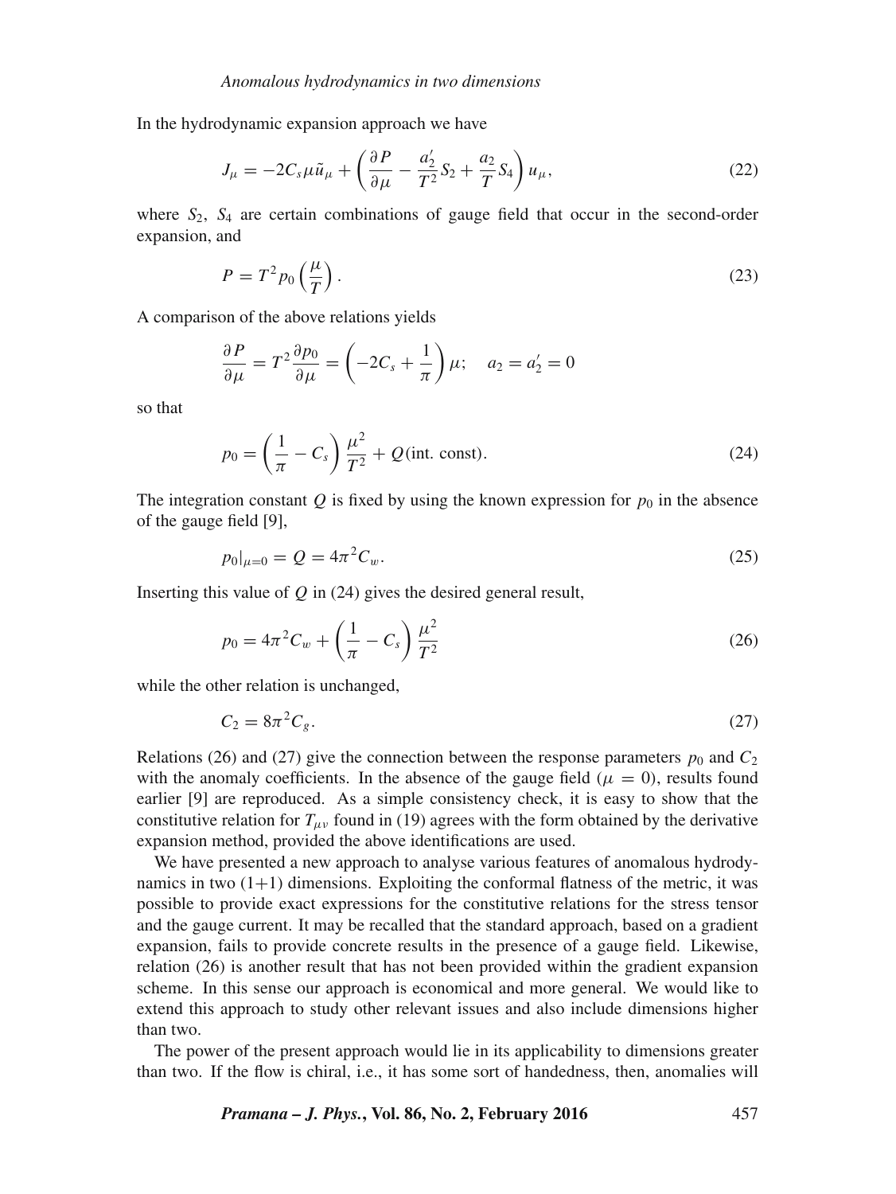In the hydrodynamic expansion approach we have

$$J_\mu = -2C_s \mu \tilde{u}_\mu + \left( \frac{\partial P}{\partial \mu} - \frac{a_2'}{T^2} S_2 + \frac{a_2}{T} S_4 \right) u_\mu, \tag{22}$$

where $S_2$, $S_4$ are certain combinations of gauge field that occur in the second-order expansion, and

$$P = T^2 p_0 \left( \frac{\mu}{T} \right). \tag{23}$$

A comparison of the above relations yields

$$\frac{\partial P}{\partial \mu} = T^2 \frac{\partial p_0}{\partial \mu} = \left( -2C_s + \frac{1}{\pi} \right) \mu; \quad a_2 = a_2' = 0$$

so that

$$p_0 = \left( \frac{1}{\pi} - C_s \right) \frac{\mu^2}{T^2} + Q (\text{int. const}). \tag{24}$$

The integration constant $Q$ is fixed by using the known expression for $p_0$ in the absence of the gauge field [9],

$$p_0|_{\mu=0} = Q = 4\pi^2 C_w. \tag{25}$$

Inserting this value of $Q$ in (24) gives the desired general result,

$$p_0 = 4\pi^2 C_w + \left( \frac{1}{\pi} - C_s \right) \frac{\mu^2}{T^2} \tag{26}$$

while the other relation is unchanged,

$$C_2 = 8\pi^2 C_g. \tag{27}$$

Relations (26) and (27) give the connection between the response parameters $p_0$ and $C_2$ with the anomaly coefficients. In the absence of the gauge field ($\mu = 0$), results found earlier [9] are reproduced. As a simple consistency check, it is easy to show that the constitutive relation for $T_{\mu\nu}$ found in (19) agrees with the form obtained by the derivative expansion method, provided the above identifications are used.

We have presented a new approach to analyse various features of anomalous hydrodynamics in two (1+1) dimensions. Exploiting the conformal flatness of the metric, it was possible to provide exact expressions for the constitutive relations for the stress tensor and the gauge current. It may be recalled that the standard approach, based on a gradient expansion, fails to provide concrete results in the presence of a gauge field. Likewise, relation (26) is another result that has not been provided within the gradient expansion scheme. In this sense our approach is economical and more general. We would like to extend this approach to study other relevant issues and also include dimensions higher than two.

The power of the present approach would lie in its applicability to dimensions greater than two. If the flow is chiral, i.e., it has some sort of handedness, then, anomalies will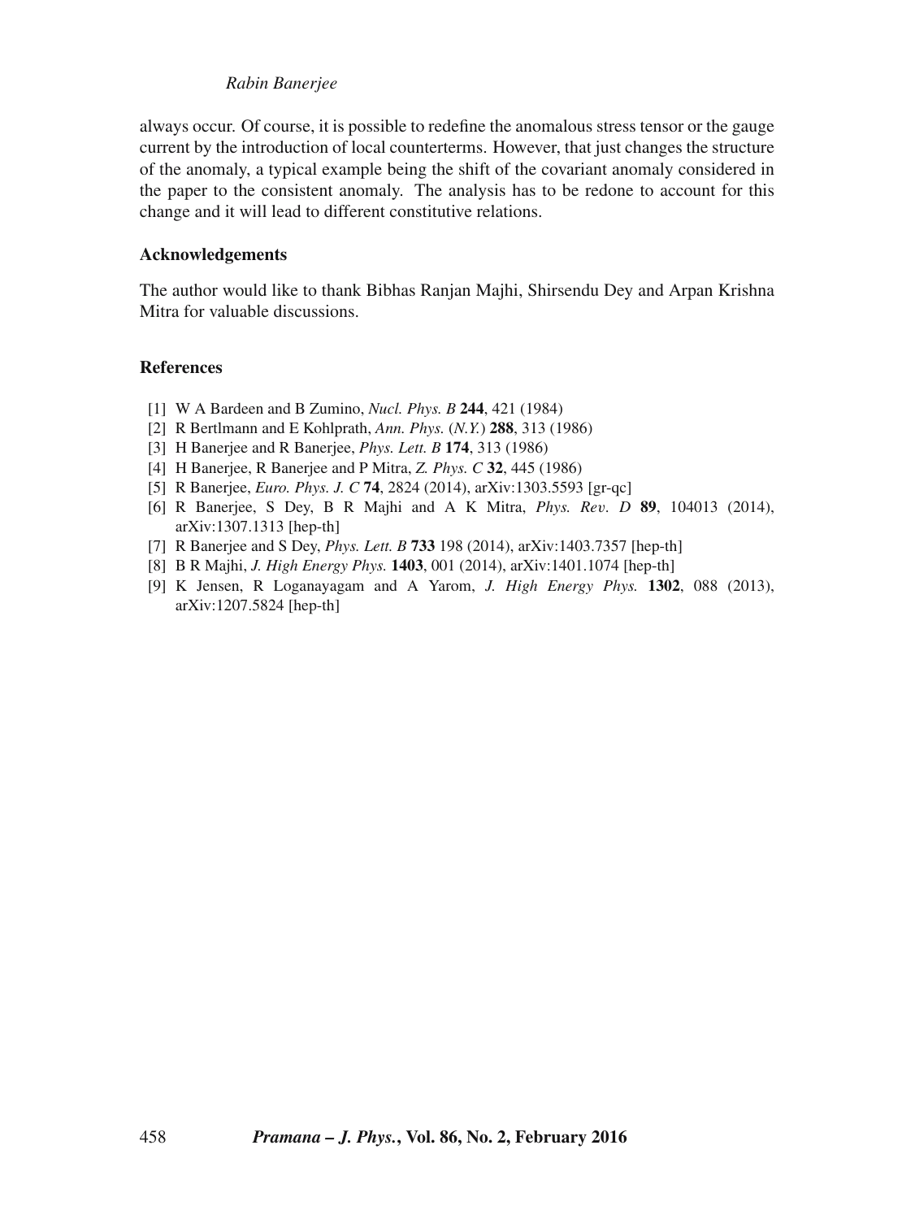always occur. Of course, it is possible to redefine the anomalous stress tensor or the gauge current by the introduction of local counterterms. However, that just changes the structure of the anomaly, a typical example being the shift of the covariant anomaly considered in the paper to the consistent anomaly. The analysis has to be redone to account for this change and it will lead to different constitutive relations.

### Acknowledgements

The author would like to thank Bibhas Ranjan Majhi, Shirsendu Dey and Arpan Krishna Mitra for valuable discussions.

### References

[1] W A Bardeen and B Zumino, *Nucl. Phys. B* **244**, 421 (1984)
[2] R Bertlmann and E Kohlprath, *Ann. Phys.* (*N.Y.*) **288**, 313 (1986)
[3] H Banerjee and R Banerjee, *Phys. Lett. B* **174**, 313 (1986)
[4] H Banerjee, R Banerjee and P Mitra, *Z. Phys. C* **32**, 445 (1986)
[5] R Banerjee, *Euro. Phys. J. C* **74**, 2824 (2014), arXiv:1303.5593 [gr-qc]
[6] R Banerjee, S Dey, B R Majhi and A K Mitra, *Phys. Rev. D* **89**, 104013 (2014), arXiv:1307.1313 [hep-th]
[7] R Banerjee and S Dey, *Phys. Lett. B* **733** 198 (2014), arXiv:1403.7357 [hep-th]
[8] B R Majhi, *J. High Energy Phys.* **1403**, 001 (2014), arXiv:1401.1074 [hep-th]
[9] K Jensen, R Loganayagam and A Yarom, *J. High Energy Phys.* **1302**, 088 (2013), arXiv:1207.5824 [hep-th]